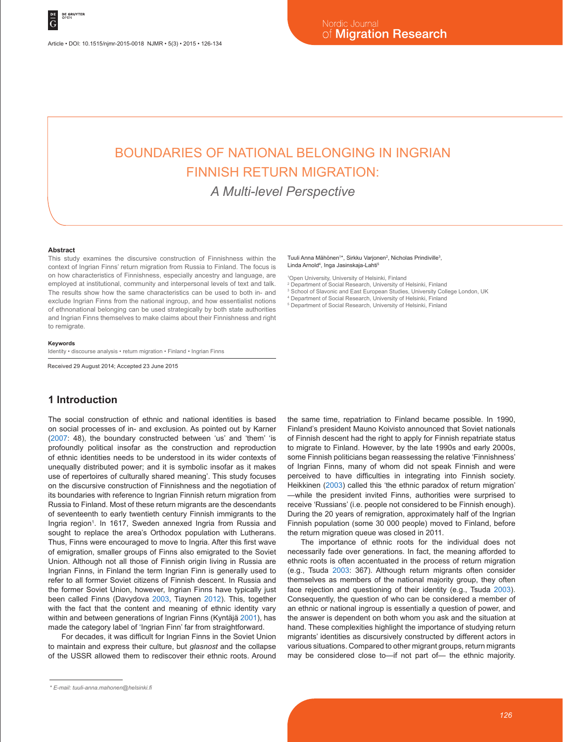# BOUNDARIES OF NATIONAL BELONGING IN INGRIAN FINNISH RETURN MIGRATION:

## *A Multi-level Perspective*

Tuuli Anna Mähönen[1]*, Sirkku Varjonen[2], Nicholas Prindiville[3], Linda Arnold[4], Inga Jasinskaja-Lahti[5]

[1]Open University, University of Helsinki, Finland
[2] Department of Social Research, University of Helsinki, Finland
[3] School of Slavonic and East European Studies, University College London, UK
[4] Department of Social Research, University of Helsinki, Finland
[5] Department of Social Research, University of Helsinki, Finland

### Abstract

This study examines the discursive construction of Finnishness within the context of Ingrian Finns' return migration from Russia to Finland. The focus is on how characteristics of Finnishness, especially ancestry and language, are employed at institutional, community and interpersonal levels of text and talk. The results show how the same characteristics can be used to both in- and exclude Ingrian Finns from the national ingroup, and how essentialist notions of ethnonational belonging can be used strategically by both state authorities and Ingrian Finns themselves to make claims about their Finnishness and right to remigrate.

### Keywords

Identity • discourse analysis • return migration • Finland • Ingrian Finns

Received 29 August 2014; Accepted 23 June 2015

## 1 Introduction

The social construction of ethnic and national identities is based on social processes of in- and exclusion. As pointed out by Karner (2007: 48), the boundary constructed between 'us' and 'them' 'is profoundly political insofar as the construction and reproduction of ethnic identities needs to be understood in its wider contexts of unequally distributed power; and it is symbolic insofar as it makes use of repertoires of culturally shared meaning'. This study focuses on the discursive construction of Finnishness and the negotiation of its boundaries with reference to Ingrian Finnish return migration from Russia to Finland. Most of these return migrants are the descendants of seventeenth to early twentieth century Finnish immigrants to the Ingria region[1]. In 1617, Sweden annexed Ingria from Russia and sought to replace the area's Orthodox population with Lutherans. Thus, Finns were encouraged to move to Ingria. After this first wave of emigration, smaller groups of Finns also emigrated to the Soviet Union. Although not all those of Finnish origin living in Russia are Ingrian Finns, in Finland the term Ingrian Finn is generally used to refer to all former Soviet citizens of Finnish descent. In Russia and the former Soviet Union, however, Ingrian Finns have typically just been called Finns (Davydova 2003, Tiaynen 2012). This, together with the fact that the content and meaning of ethnic identity vary within and between generations of Ingrian Finns (Kyntäjä 2001), has made the category label of 'Ingrian Finn' far from straightforward.

For decades, it was difficult for Ingrian Finns in the Soviet Union to maintain and express their culture, but *glasnost* and the collapse of the USSR allowed them to rediscover their ethnic roots. Around the same time, repatriation to Finland became possible. In 1990, Finland's president Mauno Koivisto announced that Soviet nationals of Finnish descent had the right to apply for Finnish repatriate status to migrate to Finland. However, by the late 1990s and early 2000s, some Finnish politicians began reassessing the relative 'Finnishness' of Ingrian Finns, many of whom did not speak Finnish and were perceived to have difficulties in integrating into Finnish society. Heikkinen (2003) called this 'the ethnic paradox of return migration' —while the president invited Finns, authorities were surprised to receive 'Russians' (i.e. people not considered to be Finnish enough). During the 20 years of remigration, approximately half of the Ingrian Finnish population (some 30 000 people) moved to Finland, before the return migration queue was closed in 2011.

The importance of ethnic roots for the individual does not necessarily fade over generations. In fact, the meaning afforded to ethnic roots is often accentuated in the process of return migration (e.g., Tsuda 2003: 367). Although return migrants often consider themselves as members of the national majority group, they often face rejection and questioning of their identity (e.g., Tsuda 2003). Consequently, the question of who can be considered a member of an ethnic or national ingroup is essentially a question of power, and the answer is dependent on both whom you ask and the situation at hand. These complexities highlight the importance of studying return migrants' identities as discursively constructed by different actors in various situations. Compared to other migrant groups, return migrants may be considered close to—if not part of— the ethnic majority.

\* E-mail: tuuli-anna.mahonen@helsinki.fi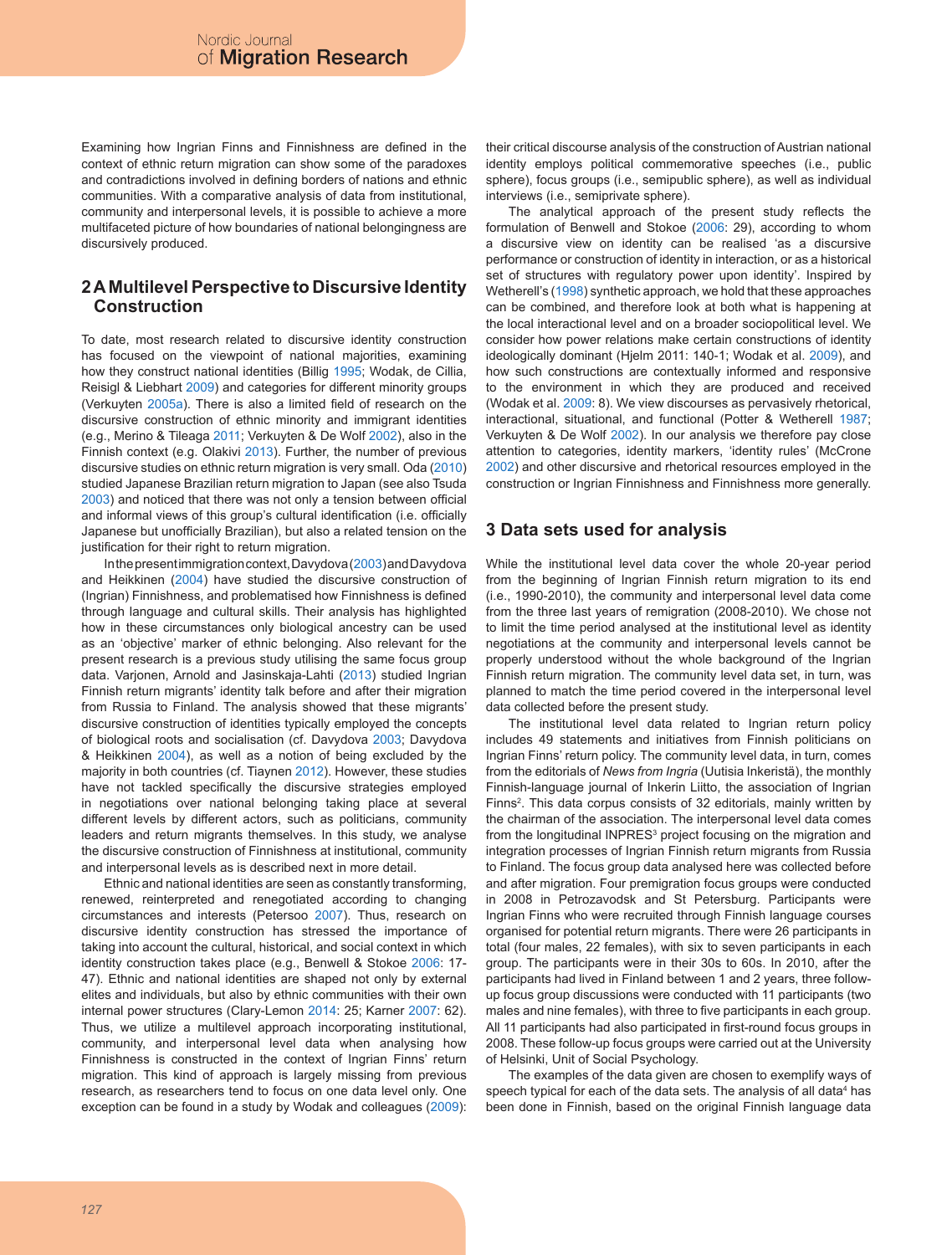Examining how Ingrian Finns and Finnishness are defined in the context of ethnic return migration can show some of the paradoxes and contradictions involved in defining borders of nations and ethnic communities. With a comparative analysis of data from institutional, community and interpersonal levels, it is possible to achieve a more multifaceted picture of how boundaries of national belongingness are discursively produced.

## 2 A Multilevel Perspective to Discursive Identity Construction

To date, most research related to discursive identity construction has focused on the viewpoint of national majorities, examining how they construct national identities (Billig 1995; Wodak, de Cillia, Reisigl & Liebhart 2009) and categories for different minority groups (Verkuyten 2005a). There is also a limited field of research on the discursive construction of ethnic minority and immigrant identities (e.g., Merino & Tileaga 2011; Verkuyten & De Wolf 2002), also in the Finnish context (e.g. Olakivi 2013). Further, the number of previous discursive studies on ethnic return migration is very small. Oda (2010) studied Japanese Brazilian return migration to Japan (see also Tsuda 2003) and noticed that there was not only a tension between official and informal views of this group's cultural identification (i.e. officially Japanese but unofficially Brazilian), but also a related tension on the justification for their right to return migration.

In the present immigration context, Davydova (2003) and Davydova and Heikkinen (2004) have studied the discursive construction of (Ingrian) Finnishness, and problematised how Finnishness is defined through language and cultural skills. Their analysis has highlighted how in these circumstances only biological ancestry can be used as an 'objective' marker of ethnic belonging. Also relevant for the present research is a previous study utilising the same focus group data. Varjonen, Arnold and Jasinskaja-Lahti (2013) studied Ingrian Finnish return migrants' identity talk before and after their migration from Russia to Finland. The analysis showed that these migrants' discursive construction of identities typically employed the concepts of biological roots and socialisation (cf. Davydova 2003; Davydova & Heikkinen 2004), as well as a notion of being excluded by the majority in both countries (cf. Tiaynen 2012). However, these studies have not tackled specifically the discursive strategies employed in negotiations over national belonging taking place at several different levels by different actors, such as politicians, community leaders and return migrants themselves. In this study, we analyse the discursive construction of Finnishness at institutional, community and interpersonal levels as is described next in more detail.

Ethnic and national identities are seen as constantly transforming, renewed, reinterpreted and renegotiated according to changing circumstances and interests (Petersoo 2007). Thus, research on discursive identity construction has stressed the importance of taking into account the cultural, historical, and social context in which identity construction takes place (e.g., Benwell & Stokoe 2006: 17-47). Ethnic and national identities are shaped not only by external elites and individuals, but also by ethnic communities with their own internal power structures (Clary-Lemon 2014: 25; Karner 2007: 62). Thus, we utilize a multilevel approach incorporating institutional, community, and interpersonal level data when analysing how Finnishness is constructed in the context of Ingrian Finns' return migration. This kind of approach is largely missing from previous research, as researchers tend to focus on one data level only. One exception can be found in a study by Wodak and colleagues (2009): their critical discourse analysis of the construction of Austrian national identity employs political commemorative speeches (i.e., public sphere), focus groups (i.e., semipublic sphere), as well as individual interviews (i.e., semiprivate sphere).

The analytical approach of the present study reflects the formulation of Benwell and Stokoe (2006: 29), according to whom a discursive view on identity can be realised 'as a discursive performance or construction of identity in interaction, or as a historical set of structures with regulatory power upon identity'. Inspired by Wetherell's (1998) synthetic approach, we hold that these approaches can be combined, and therefore look at both what is happening at the local interactional level and on a broader sociopolitical level. We consider how power relations make certain constructions of identity ideologically dominant (Hjelm 2011: 140-1; Wodak et al. 2009), and how such constructions are contextually informed and responsive to the environment in which they are produced and received (Wodak et al. 2009: 8). We view discourses as pervasively rhetorical, interactional, situational, and functional (Potter & Wetherell 1987; Verkuyten & De Wolf 2002). In our analysis we therefore pay close attention to categories, identity markers, 'identity rules' (McCrone 2002) and other discursive and rhetorical resources employed in the construction or Ingrian Finnishness and Finnishness more generally.

## 3 Data sets used for analysis

While the institutional level data cover the whole 20-year period from the beginning of Ingrian Finnish return migration to its end (i.e., 1990-2010), the community and interpersonal level data come from the three last years of remigration (2008-2010). We chose not to limit the time period analysed at the institutional level as identity negotiations at the community and interpersonal levels cannot be properly understood without the whole background of the Ingrian Finnish return migration. The community level data set, in turn, was planned to match the time period covered in the interpersonal level data collected before the present study.

The institutional level data related to Ingrian return policy includes 49 statements and initiatives from Finnish politicians on Ingrian Finns' return policy. The community level data, in turn, comes from the editorials of *News from Ingria* (Uutisia Inkeristä), the monthly Finnish-language journal of Inkerin Liitto, the association of Ingrian Finns[2]. This data corpus consists of 32 editorials, mainly written by the chairman of the association. The interpersonal level data comes from the longitudinal INPRES[3] project focusing on the migration and integration processes of Ingrian Finnish return migrants from Russia to Finland. The focus group data analysed here was collected before and after migration. Four premigration focus groups were conducted in 2008 in Petrozavodsk and St Petersburg. Participants were Ingrian Finns who were recruited through Finnish language courses organised for potential return migrants. There were 26 participants in total (four males, 22 females), with six to seven participants in each group. The participants were in their 30s to 60s. In 2010, after the participants had lived in Finland between 1 and 2 years, three follow-up focus group discussions were conducted with 11 participants (two males and nine females), with three to five participants in each group. All 11 participants had also participated in first-round focus groups in 2008. These follow-up focus groups were carried out at the University of Helsinki, Unit of Social Psychology.

The examples of the data given are chosen to exemplify ways of speech typical for each of the data sets. The analysis of all data[4] has been done in Finnish, based on the original Finnish language data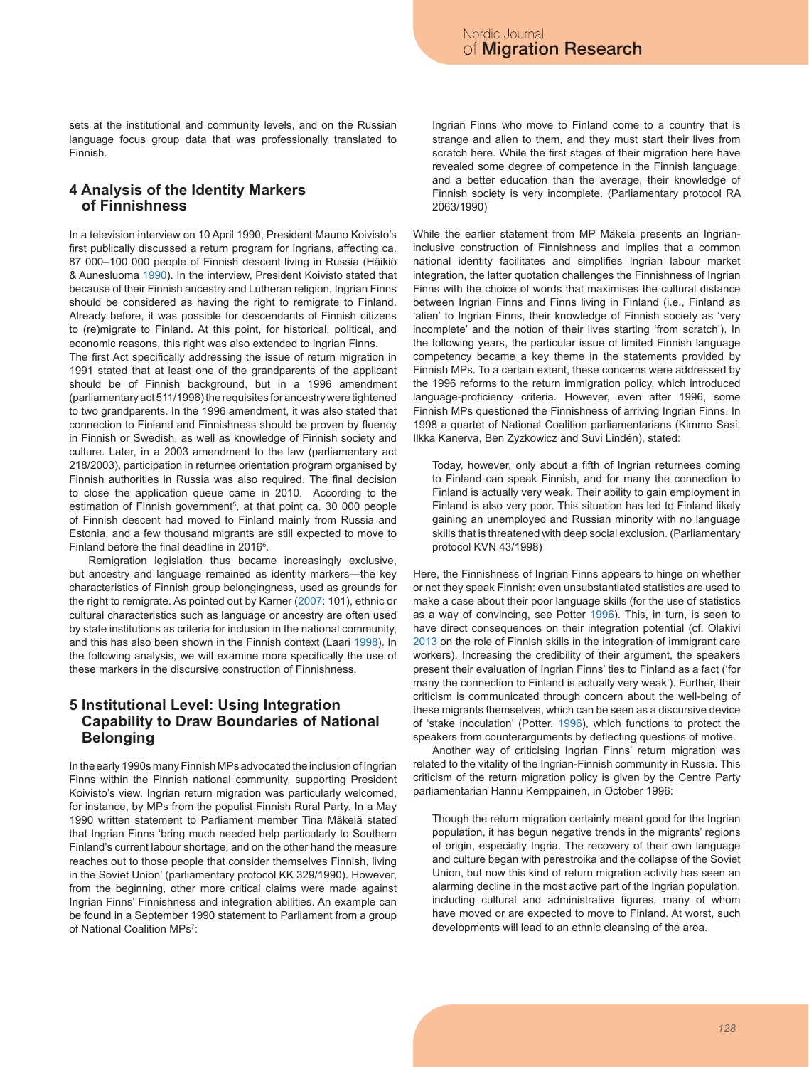sets at the institutional and community levels, and on the Russian language focus group data that was professionally translated to Finnish.

## 4 Analysis of the Identity Markers of Finnishness

In a television interview on 10 April 1990, President Mauno Koivisto's first publically discussed a return program for Ingrians, affecting ca. 87 000–100 000 people of Finnish descent living in Russia (Häikiö & Aunesluoma 1990). In the interview, President Koivisto stated that because of their Finnish ancestry and Lutheran religion, Ingrian Finns should be considered as having the right to remigrate to Finland. Already before, it was possible for descendants of Finnish citizens to (re)migrate to Finland. At this point, for historical, political, and economic reasons, this right was also extended to Ingrian Finns.

The first Act specifically addressing the issue of return migration in 1991 stated that at least one of the grandparents of the applicant should be of Finnish background, but in a 1996 amendment (parliamentary act 511/1996) the requisites for ancestry were tightened to two grandparents. In the 1996 amendment, it was also stated that connection to Finland and Finnishness should be proven by fluency in Finnish or Swedish, as well as knowledge of Finnish society and culture. Later, in a 2003 amendment to the law (parliamentary act 218/2003), participation in returnee orientation program organised by Finnish authorities in Russia was also required. The final decision to close the application queue came in 2010. According to the estimation of Finnish government[5], at that point ca. 30 000 people of Finnish descent had moved to Finland mainly from Russia and Estonia, and a few thousand migrants are still expected to move to Finland before the final deadline in 2016[6].

Remigration legislation thus became increasingly exclusive, but ancestry and language remained as identity markers—the key characteristics of Finnish group belongingness, used as grounds for the right to remigrate. As pointed out by Karner (2007: 101), ethnic or cultural characteristics such as language or ancestry are often used by state institutions as criteria for inclusion in the national community, and this has also been shown in the Finnish context (Laari 1998). In the following analysis, we will examine more specifically the use of these markers in the discursive construction of Finnishness.

## 5 Institutional Level: Using Integration Capability to Draw Boundaries of National Belonging

In the early 1990s many Finnish MPs advocated the inclusion of Ingrian Finns within the Finnish national community, supporting President Koivisto's view. Ingrian return migration was particularly welcomed, for instance, by MPs from the populist Finnish Rural Party. In a May 1990 written statement to Parliament member Tina Mäkelä stated that Ingrian Finns 'bring much needed help particularly to Southern Finland's current labour shortage, and on the other hand the measure reaches out to those people that consider themselves Finnish, living in the Soviet Union' (parliamentary protocol KK 329/1990). However, from the beginning, other more critical claims were made against Ingrian Finns' Finnishness and integration abilities. An example can be found in a September 1990 statement to Parliament from a group of National Coalition MPs[7]:

> Ingrian Finns who move to Finland come to a country that is strange and alien to them, and they must start their lives from scratch here. While the first stages of their migration here have revealed some degree of competence in the Finnish language, and a better education than the average, their knowledge of Finnish society is very incomplete. (Parliamentary protocol RA 2063/1990)

While the earlier statement from MP Mäkelä presents an Ingrian-inclusive construction of Finnishness and implies that a common national identity facilitates and simplifies Ingrian labour market integration, the latter quotation challenges the Finnishness of Ingrian Finns with the choice of words that maximises the cultural distance between Ingrian Finns and Finns living in Finland (i.e., Finland as 'alien' to Ingrian Finns, their knowledge of Finnish society as 'very incomplete' and the notion of their lives starting 'from scratch'). In the following years, the particular issue of limited Finnish language competency became a key theme in the statements provided by Finnish MPs. To a certain extent, these concerns were addressed by the 1996 reforms to the return immigration policy, which introduced language-proficiency criteria. However, even after 1996, some Finnish MPs questioned the Finnishness of arriving Ingrian Finns. In 1998 a quartet of National Coalition parliamentarians (Kimmo Sasi, Ilkka Kanerva, Ben Zyzkowicz and Suvi Lindén), stated:

> Today, however, only about a fifth of Ingrian returnees coming to Finland can speak Finnish, and for many the connection to Finland is actually very weak. Their ability to gain employment in Finland is also very poor. This situation has led to Finland likely gaining an unemployed and Russian minority with no language skills that is threatened with deep social exclusion. (Parliamentary protocol KVN 43/1998)

Here, the Finnishness of Ingrian Finns appears to hinge on whether or not they speak Finnish: even unsubstantiated statistics are used to make a case about their poor language skills (for the use of statistics as a way of convincing, see Potter 1996). This, in turn, is seen to have direct consequences on their integration potential (cf. Olakivi 2013 on the role of Finnish skills in the integration of immigrant care workers). Increasing the credibility of their argument, the speakers present their evaluation of Ingrian Finns' ties to Finland as a fact ('for many the connection to Finland is actually very weak'). Further, their criticism is communicated through concern about the well-being of these migrants themselves, which can be seen as a discursive device of 'stake inoculation' (Potter, 1996), which functions to protect the speakers from counterarguments by deflecting questions of motive.

Another way of criticising Ingrian Finns' return migration was related to the vitality of the Ingrian-Finnish community in Russia. This criticism of the return migration policy is given by the Centre Party parliamentarian Hannu Kemppainen, in October 1996:

> Though the return migration certainly meant good for the Ingrian population, it has begun negative trends in the migrants' regions of origin, especially Ingria. The recovery of their own language and culture began with perestroika and the collapse of the Soviet Union, but now this kind of return migration activity has seen an alarming decline in the most active part of the Ingrian population, including cultural and administrative figures, many of whom have moved or are expected to move to Finland. At worst, such developments will lead to an ethnic cleansing of the area.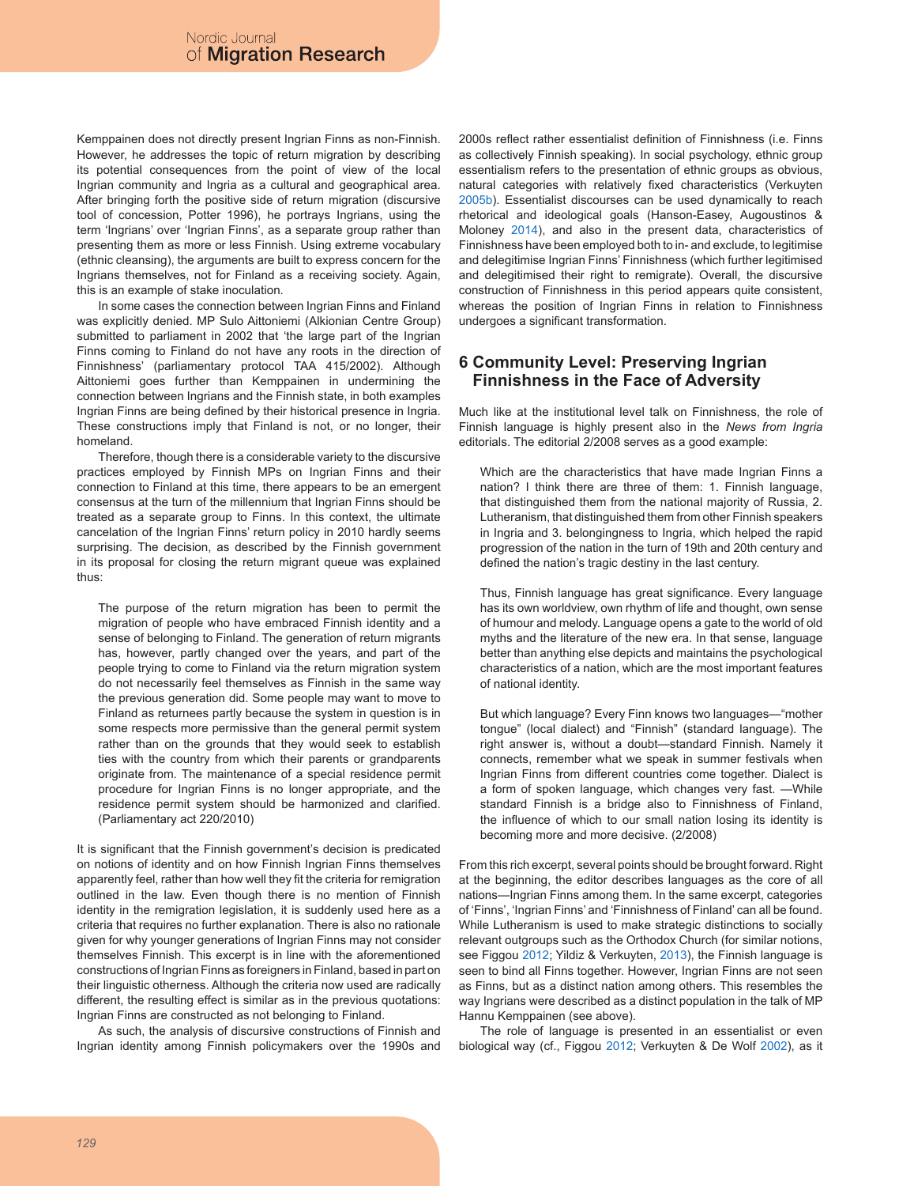Kemppainen does not directly present Ingrian Finns as non-Finnish. However, he addresses the topic of return migration by describing its potential consequences from the point of view of the local Ingrian community and Ingria as a cultural and geographical area. After bringing forth the positive side of return migration (discursive tool of concession, Potter 1996), he portrays Ingrians, using the term 'Ingrians' over 'Ingrian Finns', as a separate group rather than presenting them as more or less Finnish. Using extreme vocabulary (ethnic cleansing), the arguments are built to express concern for the Ingrians themselves, not for Finland as a receiving society. Again, this is an example of stake inoculation.

In some cases the connection between Ingrian Finns and Finland was explicitly denied. MP Sulo Aittoniemi (Alkionian Centre Group) submitted to parliament in 2002 that 'the large part of the Ingrian Finns coming to Finland do not have any roots in the direction of Finnishness' (parliamentary protocol TAA 415/2002). Although Aittoniemi goes further than Kemppainen in undermining the connection between Ingrians and the Finnish state, in both examples Ingrian Finns are being defined by their historical presence in Ingria. These constructions imply that Finland is not, or no longer, their homeland.

Therefore, though there is a considerable variety to the discursive practices employed by Finnish MPs on Ingrian Finns and their connection to Finland at this time, there appears to be an emergent consensus at the turn of the millennium that Ingrian Finns should be treated as a separate group to Finns. In this context, the ultimate cancelation of the Ingrian Finns' return policy in 2010 hardly seems surprising. The decision, as described by the Finnish government in its proposal for closing the return migrant queue was explained thus:

> The purpose of the return migration has been to permit the migration of people who have embraced Finnish identity and a sense of belonging to Finland. The generation of return migrants has, however, partly changed over the years, and part of the people trying to come to Finland via the return migration system do not necessarily feel themselves as Finnish in the same way the previous generation did. Some people may want to move to Finland as returnees partly because the system in question is in some respects more permissive than the general permit system rather than on the grounds that they would seek to establish ties with the country from which their parents or grandparents originate from. The maintenance of a special residence permit procedure for Ingrian Finns is no longer appropriate, and the residence permit system should be harmonized and clarified. (Parliamentary act 220/2010)

It is significant that the Finnish government's decision is predicated on notions of identity and on how Finnish Ingrian Finns themselves apparently feel, rather than how well they fit the criteria for remigration outlined in the law. Even though there is no mention of Finnish identity in the remigration legislation, it is suddenly used here as a criteria that requires no further explanation. There is also no rationale given for why younger generations of Ingrian Finns may not consider themselves Finnish. This excerpt is in line with the aforementioned constructions of Ingrian Finns as foreigners in Finland, based in part on their linguistic otherness. Although the criteria now used are radically different, the resulting effect is similar as in the previous quotations: Ingrian Finns are constructed as not belonging to Finland.

As such, the analysis of discursive constructions of Finnish and Ingrian identity among Finnish policymakers over the 1990s and 2000s reflect rather essentialist definition of Finnishness (i.e. Finns as collectively Finnish speaking). In social psychology, ethnic group essentialism refers to the presentation of ethnic groups as obvious, natural categories with relatively fixed characteristics (Verkuyten 2005b). Essentialist discourses can be used dynamically to reach rhetorical and ideological goals (Hanson-Easey, Augoustinos & Moloney 2014), and also in the present data, characteristics of Finnishness have been employed both to in- and exclude, to legitimise and delegitimise Ingrian Finns' Finnishness (which further legitimised and delegitimised their right to remigrate). Overall, the discursive construction of Finnishness in this period appears quite consistent, whereas the position of Ingrian Finns in relation to Finnishness undergoes a significant transformation.

## 6 Community Level: Preserving Ingrian Finnishness in the Face of Adversity

Much like at the institutional level talk on Finnishness, the role of Finnish language is highly present also in the *News from Ingria* editorials. The editorial 2/2008 serves as a good example:

> Which are the characteristics that have made Ingrian Finns a nation? I think there are three of them: 1. Finnish language, that distinguished them from the national majority of Russia, 2. Lutheranism, that distinguished them from other Finnish speakers in Ingria and 3. belongingness to Ingria, which helped the rapid progression of the nation in the turn of 19th and 20th century and defined the nation's tragic destiny in the last century.
>
> Thus, Finnish language has great significance. Every language has its own worldview, own rhythm of life and thought, own sense of humour and melody. Language opens a gate to the world of old myths and the literature of the new era. In that sense, language better than anything else depicts and maintains the psychological characteristics of a nation, which are the most important features of national identity.
>
> But which language? Every Finn knows two languages—"mother tongue" (local dialect) and "Finnish" (standard language). The right answer is, without a doubt—standard Finnish. Namely it connects, remember what we speak in summer festivals when Ingrian Finns from different countries come together. Dialect is a form of spoken language, which changes very fast. —While standard Finnish is a bridge also to Finnishness of Finland, the influence of which to our small nation losing its identity is becoming more and more decisive. (2/2008)

From this rich excerpt, several points should be brought forward. Right at the beginning, the editor describes languages as the core of all nations—Ingrian Finns among them. In the same excerpt, categories of 'Finns', 'Ingrian Finns' and 'Finnishness of Finland' can all be found. While Lutheranism is used to make strategic distinctions to socially relevant outgroups such as the Orthodox Church (for similar notions, see Figgou 2012; Yildiz & Verkuyten, 2013), the Finnish language is seen to bind all Finns together. However, Ingrian Finns are not seen as Finns, but as a distinct nation among others. This resembles the way Ingrians were described as a distinct population in the talk of MP Hannu Kemppainen (see above).

The role of language is presented in an essentialist or even biological way (cf., Figgou 2012; Verkuyten & De Wolf 2002), as it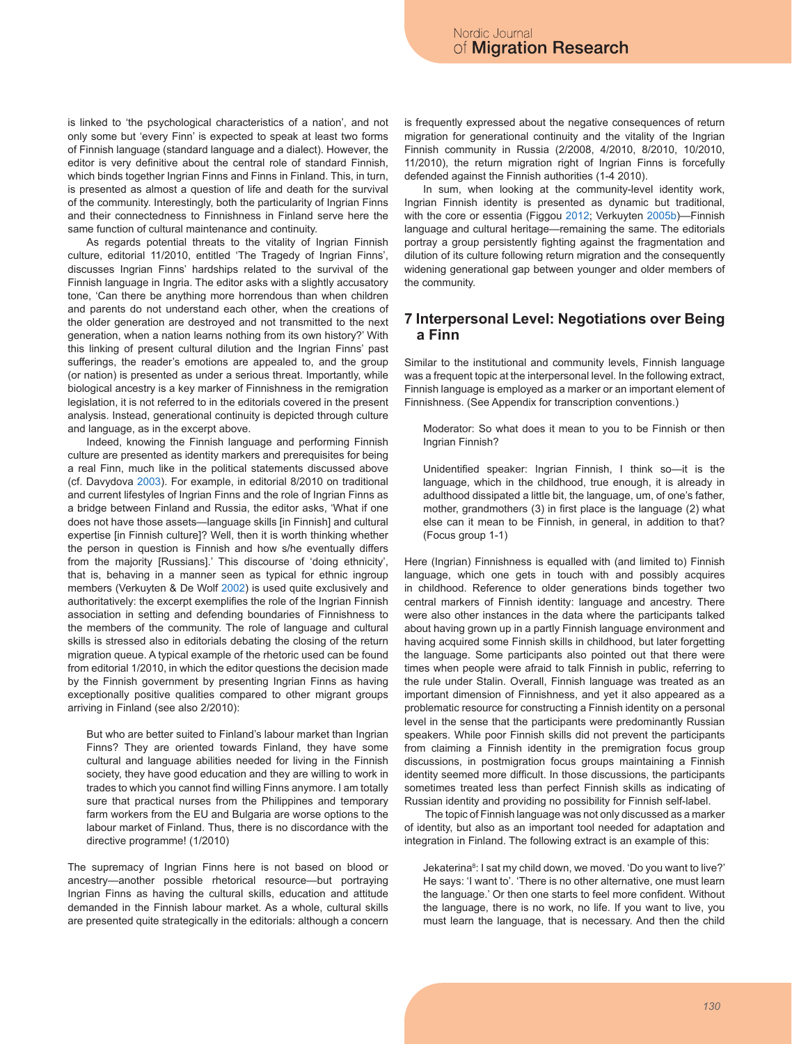is linked to 'the psychological characteristics of a nation', and not only some but 'every Finn' is expected to speak at least two forms of Finnish language (standard language and a dialect). However, the editor is very definitive about the central role of standard Finnish, which binds together Ingrian Finns and Finns in Finland. This, in turn, is presented as almost a question of life and death for the survival of the community. Interestingly, both the particularity of Ingrian Finns and their connectedness to Finnishness in Finland serve here the same function of cultural maintenance and continuity.

As regards potential threats to the vitality of Ingrian Finnish culture, editorial 11/2010, entitled 'The Tragedy of Ingrian Finns', discusses Ingrian Finns' hardships related to the survival of the Finnish language in Ingria. The editor asks with a slightly accusatory tone, 'Can there be anything more horrendous than when children and parents do not understand each other, when the creations of the older generation are destroyed and not transmitted to the next generation, when a nation learns nothing from its own history?' With this linking of present cultural dilution and the Ingrian Finns' past sufferings, the reader's emotions are appealed to, and the group (or nation) is presented as under a serious threat. Importantly, while biological ancestry is a key marker of Finnishness in the remigration legislation, it is not referred to in the editorials covered in the present analysis. Instead, generational continuity is depicted through culture and language, as in the excerpt above.

Indeed, knowing the Finnish language and performing Finnish culture are presented as identity markers and prerequisites for being a real Finn, much like in the political statements discussed above (cf. Davydova 2003). For example, in editorial 8/2010 on traditional and current lifestyles of Ingrian Finns and the role of Ingrian Finns as a bridge between Finland and Russia, the editor asks, 'What if one does not have those assets—language skills [in Finnish] and cultural expertise [in Finnish culture]? Well, then it is worth thinking whether the person in question is Finnish and how s/he eventually differs from the majority [Russians].' This discourse of 'doing ethnicity', that is, behaving in a manner seen as typical for ethnic ingroup members (Verkuyten & De Wolf 2002) is used quite exclusively and authoritatively: the excerpt exemplifies the role of the Ingrian Finnish association in setting and defending boundaries of Finnishness to the members of the community. The role of language and cultural skills is stressed also in editorials debating the closing of the return migration queue. A typical example of the rhetoric used can be found from editorial 1/2010, in which the editor questions the decision made by the Finnish government by presenting Ingrian Finns as having exceptionally positive qualities compared to other migrant groups arriving in Finland (see also 2/2010):

> But who are better suited to Finland's labour market than Ingrian Finns? They are oriented towards Finland, they have some cultural and language abilities needed for living in the Finnish society, they have good education and they are willing to work in trades to which you cannot find willing Finns anymore. I am totally sure that practical nurses from the Philippines and temporary farm workers from the EU and Bulgaria are worse options to the labour market of Finland. Thus, there is no discordance with the directive programme! (1/2010)

The supremacy of Ingrian Finns here is not based on blood or ancestry—another possible rhetorical resource—but portraying Ingrian Finns as having the cultural skills, education and attitude demanded in the Finnish labour market. As a whole, cultural skills are presented quite strategically in the editorials: although a concern is frequently expressed about the negative consequences of return migration for generational continuity and the vitality of the Ingrian Finnish community in Russia (2/2008, 4/2010, 8/2010, 10/2010, 11/2010), the return migration right of Ingrian Finns is forcefully defended against the Finnish authorities (1-4 2010).

In sum, when looking at the community-level identity work, Ingrian Finnish identity is presented as dynamic but traditional, with the core or essentia (Figgou 2012; Verkuyten 2005b)—Finnish language and cultural heritage—remaining the same. The editorials portray a group persistently fighting against the fragmentation and dilution of its culture following return migration and the consequently widening generational gap between younger and older members of the community.

## 7 Interpersonal Level: Negotiations over Being a Finn

Similar to the institutional and community levels, Finnish language was a frequent topic at the interpersonal level. In the following extract, Finnish language is employed as a marker or an important element of Finnishness. (See Appendix for transcription conventions.)

> Moderator: So what does it mean to you to be Finnish or then Ingrian Finnish?
>
> Unidentified speaker: Ingrian Finnish, I think so—it is the language, which in the childhood, true enough, it is already in adulthood dissipated a little bit, the language, um, of one's father, mother, grandmothers (3) in first place is the language (2) what else can it mean to be Finnish, in general, in addition to that? (Focus group 1-1)

Here (Ingrian) Finnishness is equalled with (and limited to) Finnish language, which one gets in touch with and possibly acquires in childhood. Reference to older generations binds together two central markers of Finnish identity: language and ancestry. There were also other instances in the data where the participants talked about having grown up in a partly Finnish language environment and having acquired some Finnish skills in childhood, but later forgetting the language. Some participants also pointed out that there were times when people were afraid to talk Finnish in public, referring to the rule under Stalin. Overall, Finnish language was treated as an important dimension of Finnishness, and yet it also appeared as a problematic resource for constructing a Finnish identity on a personal level in the sense that the participants were predominantly Russian speakers. While poor Finnish skills did not prevent the participants from claiming a Finnish identity in the premigration focus group discussions, in postmigration focus groups maintaining a Finnish identity seemed more difficult. In those discussions, the participants sometimes treated less than perfect Finnish skills as indicating of Russian identity and providing no possibility for Finnish self-label.

The topic of Finnish language was not only discussed as a marker of identity, but also as an important tool needed for adaptation and integration in Finland. The following extract is an example of this:

> Jekaterina[8]: I sat my child down, we moved. 'Do you want to live?' He says: 'I want to'. 'There is no other alternative, one must learn the language.' Or then one starts to feel more confident. Without the language, there is no work, no life. If you want to live, you must learn the language, that is necessary. And then the child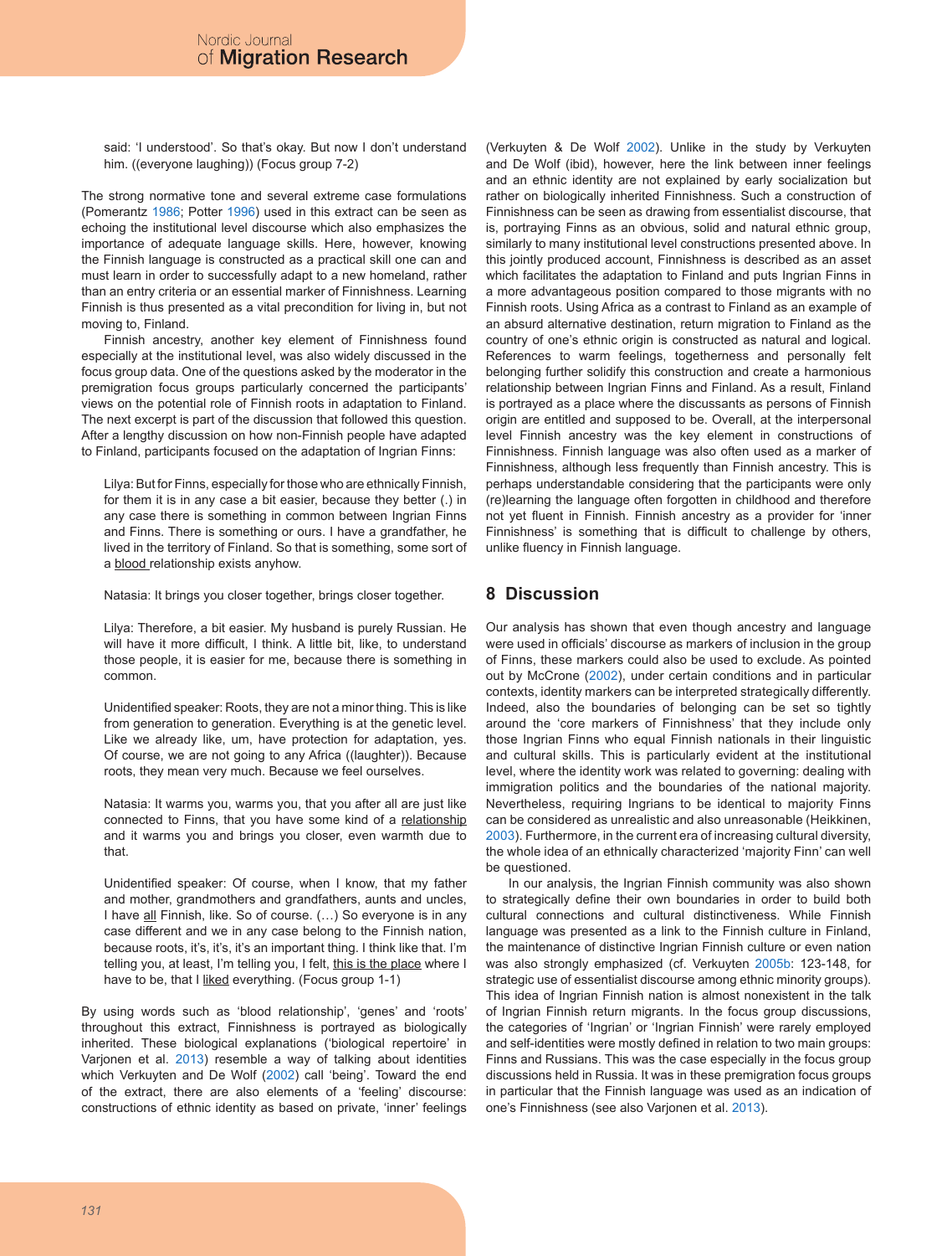said: 'I understood'. So that's okay. But now I don't understand him. ((everyone laughing)) (Focus group 7-2)

The strong normative tone and several extreme case formulations (Pomerantz 1986; Potter 1996) used in this extract can be seen as echoing the institutional level discourse which also emphasizes the importance of adequate language skills. Here, however, knowing the Finnish language is constructed as a practical skill one can and must learn in order to successfully adapt to a new homeland, rather than an entry criteria or an essential marker of Finnishness. Learning Finnish is thus presented as a vital precondition for living in, but not moving to, Finland.

Finnish ancestry, another key element of Finnishness found especially at the institutional level, was also widely discussed in the focus group data. One of the questions asked by the moderator in the premigration focus groups particularly concerned the participants' views on the potential role of Finnish roots in adaptation to Finland. The next excerpt is part of the discussion that followed this question. After a lengthy discussion on how non-Finnish people have adapted to Finland, participants focused on the adaptation of Ingrian Finns:

> Lilya: But for Finns, especially for those who are ethnically Finnish, for them it is in any case a bit easier, because they better (.) in any case there is something in common between Ingrian Finns and Finns. There is something or ours. I have a grandfather, he lived in the territory of Finland. So that is something, some sort of a blood relationship exists anyhow.
>
> Natasia: It brings you closer together, brings closer together.
>
> Lilya: Therefore, a bit easier. My husband is purely Russian. He will have it more difficult, I think. A little bit, like, to understand those people, it is easier for me, because there is something in common.
>
> Unidentified speaker: Roots, they are not a minor thing. This is like from generation to generation. Everything is at the genetic level. Like we already like, um, have protection for adaptation, yes. Of course, we are not going to any Africa ((laughter)). Because roots, they mean very much. Because we feel ourselves.
>
> Natasia: It warms you, warms you, that you after all are just like connected to Finns, that you have some kind of a relationship and it warms you and brings you closer, even warmth due to that.
>
> Unidentified speaker: Of course, when I know, that my father and mother, grandmothers and grandfathers, aunts and uncles, I have all Finnish, like. So of course. (…) So everyone is in any case different and we in any case belong to the Finnish nation, because roots, it's, it's, it's an important thing. I think like that. I'm telling you, at least, I'm telling you, I felt, this is the place where I have to be, that I liked everything. (Focus group 1-1)

By using words such as 'blood relationship', 'genes' and 'roots' throughout this extract, Finnishness is portrayed as biologically inherited. These biological explanations ('biological repertoire' in Varjonen et al. 2013) resemble a way of talking about identities which Verkuyten and De Wolf (2002) call 'being'. Toward the end of the extract, there are also elements of a 'feeling' discourse: constructions of ethnic identity as based on private, 'inner' feelings (Verkuyten & De Wolf 2002). Unlike in the study by Verkuyten and De Wolf (ibid), however, here the link between inner feelings and an ethnic identity are not explained by early socialization but rather on biologically inherited Finnishness. Such a construction of Finnishness can be seen as drawing from essentialist discourse, that is, portraying Finns as an obvious, solid and natural ethnic group, similarly to many institutional level constructions presented above. In this jointly produced account, Finnishness is described as an asset which facilitates the adaptation to Finland and puts Ingrian Finns in a more advantageous position compared to those migrants with no Finnish roots. Using Africa as a contrast to Finland as an example of an absurd alternative destination, return migration to Finland as the country of one's ethnic origin is constructed as natural and logical. References to warm feelings, togetherness and personally felt belonging further solidify this construction and create a harmonious relationship between Ingrian Finns and Finland. As a result, Finland is portrayed as a place where the discussants as persons of Finnish origin are entitled and supposed to be. Overall, at the interpersonal level Finnish ancestry was the key element in constructions of Finnishness. Finnish language was also often used as a marker of Finnishness, although less frequently than Finnish ancestry. This is perhaps understandable considering that the participants were only (re)learning the language often forgotten in childhood and therefore not yet fluent in Finnish. Finnish ancestry as a provider for 'inner Finnishness' is something that is difficult to challenge by others, unlike fluency in Finnish language.

## 8 Discussion

Our analysis has shown that even though ancestry and language were used in officials' discourse as markers of inclusion in the group of Finns, these markers could also be used to exclude. As pointed out by McCrone (2002), under certain conditions and in particular contexts, identity markers can be interpreted strategically differently. Indeed, also the boundaries of belonging can be set so tightly around the 'core markers of Finnishness' that they include only those Ingrian Finns who equal Finnish nationals in their linguistic and cultural skills. This is particularly evident at the institutional level, where the identity work was related to governing: dealing with immigration politics and the boundaries of the national majority. Nevertheless, requiring Ingrians to be identical to majority Finns can be considered as unrealistic and also unreasonable (Heikkinen, 2003). Furthermore, in the current era of increasing cultural diversity, the whole idea of an ethnically characterized 'majority Finn' can well be questioned.

In our analysis, the Ingrian Finnish community was also shown to strategically define their own boundaries in order to build both cultural connections and cultural distinctiveness. While Finnish language was presented as a link to the Finnish culture in Finland, the maintenance of distinctive Ingrian Finnish culture or even nation was also strongly emphasized (cf. Verkuyten 2005b: 123-148, for strategic use of essentialist discourse among ethnic minority groups). This idea of Ingrian Finnish nation is almost nonexistent in the talk of Ingrian Finnish return migrants. In the focus group discussions, the categories of 'Ingrian' or 'Ingrian Finnish' were rarely employed and self-identities were mostly defined in relation to two main groups: Finns and Russians. This was the case especially in the focus group discussions held in Russia. It was in these premigration focus groups in particular that the Finnish language was used as an indication of one's Finnishness (see also Varjonen et al. 2013).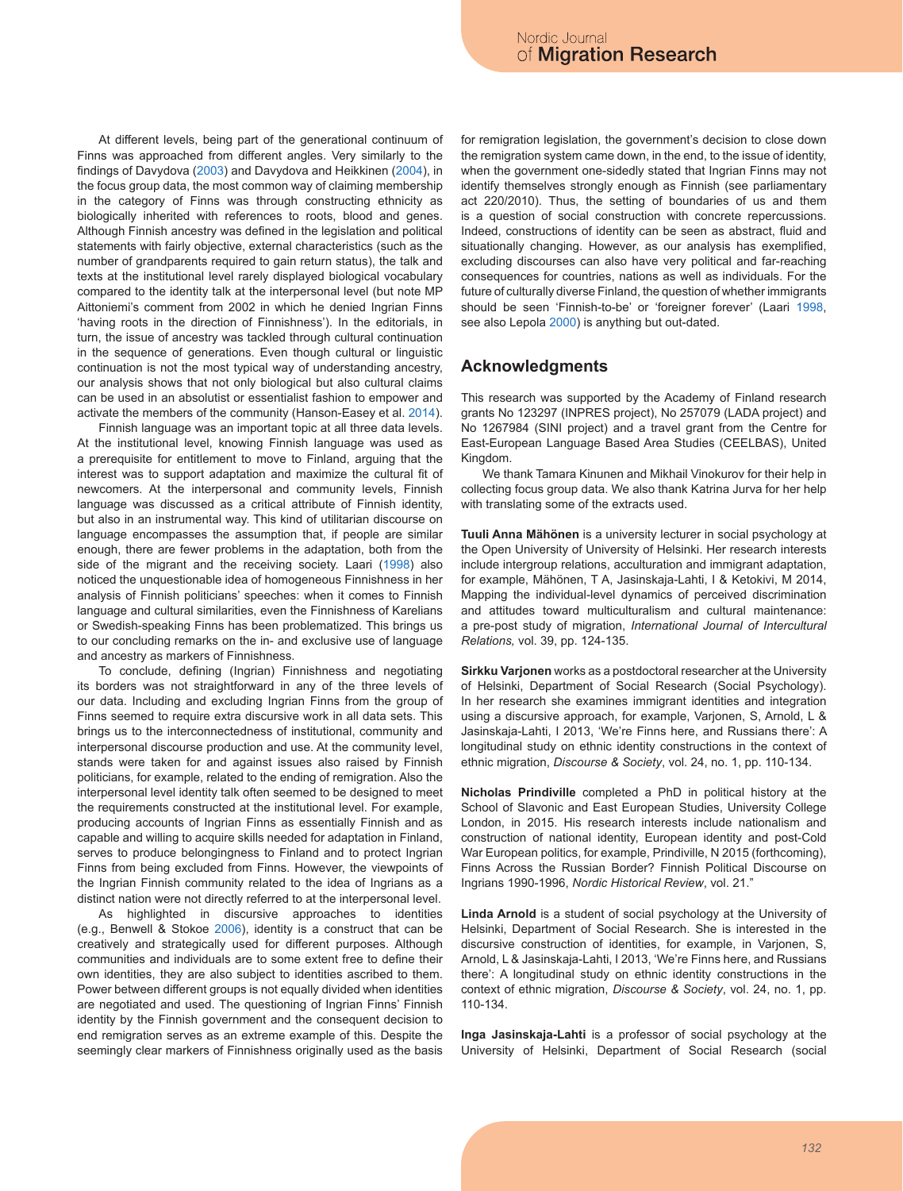At different levels, being part of the generational continuum of Finns was approached from different angles. Very similarly to the findings of Davydova (2003) and Davydova and Heikkinen (2004), in the focus group data, the most common way of claiming membership in the category of Finns was through constructing ethnicity as biologically inherited with references to roots, blood and genes. Although Finnish ancestry was defined in the legislation and political statements with fairly objective, external characteristics (such as the number of grandparents required to gain return status), the talk and texts at the institutional level rarely displayed biological vocabulary compared to the identity talk at the interpersonal level (but note MP Aittoniemi's comment from 2002 in which he denied Ingrian Finns 'having roots in the direction of Finnishness'). In the editorials, in turn, the issue of ancestry was tackled through cultural continuation in the sequence of generations. Even though cultural or linguistic continuation is not the most typical way of understanding ancestry, our analysis shows that not only biological but also cultural claims can be used in an absolutist or essentialist fashion to empower and activate the members of the community (Hanson-Easey et al. 2014).

Finnish language was an important topic at all three data levels. At the institutional level, knowing Finnish language was used as a prerequisite for entitlement to move to Finland, arguing that the interest was to support adaptation and maximize the cultural fit of newcomers. At the interpersonal and community levels, Finnish language was discussed as a critical attribute of Finnish identity, but also in an instrumental way. This kind of utilitarian discourse on language encompasses the assumption that, if people are similar enough, there are fewer problems in the adaptation, both from the side of the migrant and the receiving society. Laari (1998) also noticed the unquestionable idea of homogeneous Finnishness in her analysis of Finnish politicians' speeches: when it comes to Finnish language and cultural similarities, even the Finnishness of Karelians or Swedish-speaking Finns has been problematized. This brings us to our concluding remarks on the in- and exclusive use of language and ancestry as markers of Finnishness.

To conclude, defining (Ingrian) Finnishness and negotiating its borders was not straightforward in any of the three levels of our data. Including and excluding Ingrian Finns from the group of Finns seemed to require extra discursive work in all data sets. This brings us to the interconnectedness of institutional, community and interpersonal discourse production and use. At the community level, stands were taken for and against issues also raised by Finnish politicians, for example, related to the ending of remigration. Also the interpersonal level identity talk often seemed to be designed to meet the requirements constructed at the institutional level. For example, producing accounts of Ingrian Finns as essentially Finnish and as capable and willing to acquire skills needed for adaptation in Finland, serves to produce belongingness to Finland and to protect Ingrian Finns from being excluded from Finns. However, the viewpoints of the Ingrian Finnish community related to the idea of Ingrians as a distinct nation were not directly referred to at the interpersonal level.

As highlighted in discursive approaches to identities (e.g., Benwell & Stokoe 2006), identity is a construct that can be creatively and strategically used for different purposes. Although communities and individuals are to some extent free to define their own identities, they are also subject to identities ascribed to them. Power between different groups is not equally divided when identities are negotiated and used. The questioning of Ingrian Finns' Finnish identity by the Finnish government and the consequent decision to end remigration serves as an extreme example of this. Despite the seemingly clear markers of Finnishness originally used as the basis for remigration legislation, the government's decision to close down the remigration system came down, in the end, to the issue of identity, when the government one-sidedly stated that Ingrian Finns may not identify themselves strongly enough as Finnish (see parliamentary act 220/2010). Thus, the setting of boundaries of us and them is a question of social construction with concrete repercussions. Indeed, constructions of identity can be seen as abstract, fluid and situationally changing. However, as our analysis has exemplified, excluding discourses can also have very political and far-reaching consequences for countries, nations as well as individuals. For the future of culturally diverse Finland, the question of whether immigrants should be seen 'Finnish-to-be' or 'foreigner forever' (Laari 1998, see also Lepola 2000) is anything but out-dated.

## Acknowledgments

This research was supported by the Academy of Finland research grants No 123297 (INPRES project), No 257079 (LADA project) and No 1267984 (SINI project) and a travel grant from the Centre for East-European Language Based Area Studies (CEELBAS), United Kingdom.

We thank Tamara Kinunen and Mikhail Vinokurov for their help in collecting focus group data. We also thank Katrina Jurva for her help with translating some of the extracts used.

**Tuuli Anna Mähönen** is a university lecturer in social psychology at the Open University of University of Helsinki. Her research interests include intergroup relations, acculturation and immigrant adaptation, for example, Mähönen, T A, Jasinskaja-Lahti, I & Ketokivi, M 2014, Mapping the individual-level dynamics of perceived discrimination and attitudes toward multiculturalism and cultural maintenance: a pre-post study of migration, *International Journal of Intercultural Relations,* vol. 39, pp. 124-135.

**Sirkku Varjonen** works as a postdoctoral researcher at the University of Helsinki, Department of Social Research (Social Psychology). In her research she examines immigrant identities and integration using a discursive approach, for example, Varjonen, S, Arnold, L & Jasinskaja-Lahti, I 2013, 'We're Finns here, and Russians there': A longitudinal study on ethnic identity constructions in the context of ethnic migration, *Discourse & Society*, vol. 24, no. 1, pp. 110-134.

**Nicholas Prindiville** completed a PhD in political history at the School of Slavonic and East European Studies, University College London, in 2015. His research interests include nationalism and construction of national identity, European identity and post-Cold War European politics, for example, Prindiville, N 2015 (forthcoming), Finns Across the Russian Border? Finnish Political Discourse on Ingrians 1990-1996, *Nordic Historical Review*, vol. 21."

**Linda Arnold** is a student of social psychology at the University of Helsinki, Department of Social Research. She is interested in the discursive construction of identities, for example, in Varjonen, S, Arnold, L & Jasinskaja-Lahti, I 2013, 'We're Finns here, and Russians there': A longitudinal study on ethnic identity constructions in the context of ethnic migration, *Discourse & Society*, vol. 24, no. 1, pp. 110-134.

**Inga Jasinskaja-Lahti** is a professor of social psychology at the University of Helsinki, Department of Social Research (social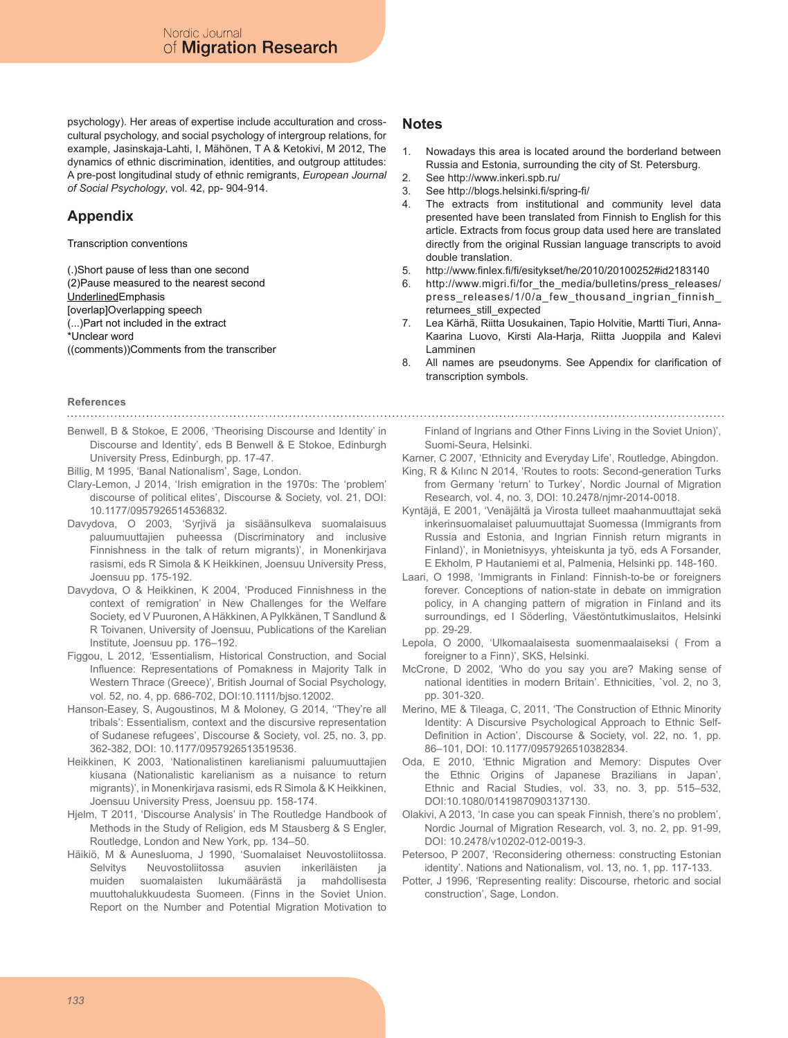psychology). Her areas of expertise include acculturation and cross-cultural psychology, and social psychology of intergroup relations, for example, Jasinskaja-Lahti, I, Mähönen, T A & Ketokivi, M 2012, The dynamics of ethnic discrimination, identities, and outgroup attitudes: A pre-post longitudinal study of ethnic remigrants, *European Journal of Social Psychology*, vol. 42, pp- 904-914.

## Appendix

Transcription conventions

(.)Short pause of less than one second
(2)Pause measured to the nearest second
<u>Underlined</u>Emphasis
[overlap]Overlapping speech
(...)Part not included in the extract
*Unclear word
((comments))Comments from the transcriber

## Notes

1. Nowadays this area is located around the borderland between Russia and Estonia, surrounding the city of St. Petersburg.
2. See http://www.inkeri.spb.ru/
3. See http://blogs.helsinki.fi/spring-fi/
4. The extracts from institutional and community level data presented have been translated from Finnish to English for this article. Extracts from focus group data used here are translated directly from the original Russian language transcripts to avoid double translation.
5. http://www.finlex.fi/fi/esitykset/he/2010/20100252#id2183140
6. http://www.migri.fi/for_the_media/bulletins/press_releases/press_releases/1/0/a_few_thousand_ingrian_finnish_returnees_still_expected
7. Lea Kärhä, Riitta Uosukainen, Tapio Holvitie, Martti Tiuri, Anna-Kaarina Luovo, Kirsti Ala-Harja, Riitta Juoppila and Kalevi Lamminen
8. All names are pseudonyms. See Appendix for clarification of transcription symbols.

### References

Benwell, B & Stokoe, E 2006, 'Theorising Discourse and Identity' in Discourse and Identity', eds B Benwell & E Stokoe, Edinburgh University Press, Edinburgh, pp. 17-47.

Billig, M 1995, 'Banal Nationalism', Sage, London.

Clary-Lemon, J 2014, 'Irish emigration in the 1970s: The 'problem' discourse of political elites', Discourse & Society, vol. 21, DOI: 10.1177/0957926514536832.

Davydova, O 2003, 'Syrjivä ja sisäänsulkeva suomalaisuus paluumuuttajien puheessa (Discriminatory and inclusive Finnishness in the talk of return migrants)', in Monenkirjava rasismi, eds R Simola & K Heikkinen, Joensuu University Press, Joensuu pp. 175-192.

Davydova, O & Heikkinen, K 2004, 'Produced Finnishness in the context of remigration' in New Challenges for the Welfare Society, ed V Puuronen, A Häkkinen, A Pylkkänen, T Sandlund & R Toivanen, University of Joensuu, Publications of the Karelian Institute, Joensuu pp. 176–192.

Figgou, L 2012, 'Essentialism, Historical Construction, and Social Influence: Representations of Pomakness in Majority Talk in Western Thrace (Greece)', British Journal of Social Psychology, vol. 52, no. 4, pp. 686-702, DOI:10.1111/bjso.12002.

Hanson-Easey, S, Augoustinos, M & Moloney, G 2014, ''They're all tribals': Essentialism, context and the discursive representation of Sudanese refugees', Discourse & Society, vol. 25, no. 3, pp. 362-382, DOI: 10.1177/0957926513519536.

Heikkinen, K 2003, 'Nationalistinen karelianismi paluumuuttajien kiusana (Nationalistic karelianism as a nuisance to return migrants)', in Monenkirjava rasismi, eds R Simola & K Heikkinen, Joensuu University Press, Joensuu pp. 158-174.

Hjelm, T 2011, 'Discourse Analysis' in The Routledge Handbook of Methods in the Study of Religion, eds M Stausberg & S Engler, Routledge, London and New York, pp. 134–50.

Häikiö, M & Aunesluoma, J 1990, 'Suomalaiset Neuvostoliitossa. Selvitys Neuvostoliitossa asuvien inkeriläisten ja muiden suomalaisten lukumäärästä ja mahdollisesta muuttohalukkuudesta Suomeen. (Finns in the Soviet Union. Report on the Number and Potential Migration Motivation to Finland of Ingrians and Other Finns Living in the Soviet Union)', Suomi-Seura, Helsinki.

Karner, C 2007, 'Ethnicity and Everyday Life', Routledge, Abingdon.

King, R & Kılınc N 2014, 'Routes to roots: Second-generation Turks from Germany 'return' to Turkey', Nordic Journal of Migration Research, vol. 4, no. 3, DOI: 10.2478/njmr-2014-0018.

Kyntäjä, E 2001, 'Venäjältä ja Virosta tulleet maahanmuuttajat sekä inkerinsuomalaiset paluumuuttajat Suomessa (Immigrants from Russia and Estonia, and Ingrian Finnish return migrants in Finland)', in Monietnisyys, yhteiskunta ja työ, eds A Forsander, E Ekholm, P Hautaniemi et al, Palmenia, Helsinki pp. 148-160.

Laari, O 1998, 'Immigrants in Finland: Finnish-to-be or foreigners forever. Conceptions of nation-state in debate on immigration policy, in A changing pattern of migration in Finland and its surroundings, ed I Söderling, Väestöntutkimuslaitos, Helsinki pp. 29-29.

Lepola, O 2000, 'Ulkomaalaisesta suomenmaalaiseksi ( From a foreigner to a Finn)', SKS, Helsinki.

McCrone, D 2002, 'Who do you say you are? Making sense of national identities in modern Britain'. Ethnicities, `vol. 2, no 3, pp. 301-320.

Merino, ME & Tileaga, C, 2011, 'The Construction of Ethnic Minority Identity: A Discursive Psychological Approach to Ethnic Self-Definition in Action', Discourse & Society, vol. 22, no. 1, pp. 86–101, DOI: 10.1177/0957926510382834.

Oda, E 2010, 'Ethnic Migration and Memory: Disputes Over the Ethnic Origins of Japanese Brazilians in Japan', Ethnic and Racial Studies, vol. 33, no. 3, pp. 515–532, DOI:10.1080/01419870903137130.

Olakivi, A 2013, 'In case you can speak Finnish, there's no problem', Nordic Journal of Migration Research, vol. 3, no. 2, pp. 91-99, DOI: 10.2478/v10202-012-0019-3.

Petersoo, P 2007, 'Reconsidering otherness: constructing Estonian identity'. Nations and Nationalism, vol. 13, no. 1, pp. 117-133.

Potter, J 1996, 'Representing reality: Discourse, rhetoric and social construction', Sage, London.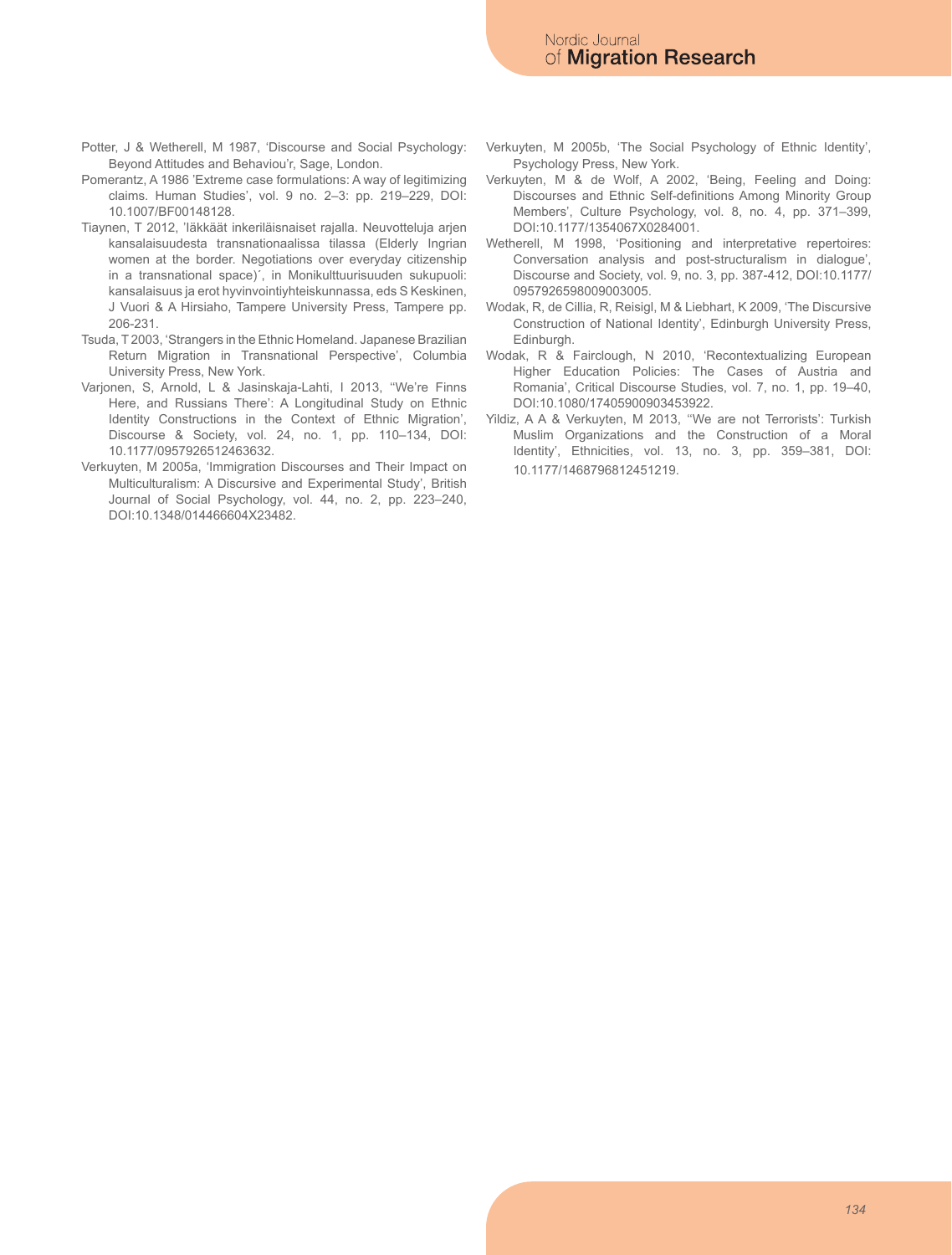Potter, J & Wetherell, M 1987, 'Discourse and Social Psychology: Beyond Attitudes and Behaviou'r, Sage, London.

Pomerantz, A 1986 'Extreme case formulations: A way of legitimizing claims. Human Studies', vol. 9 no. 2–3: pp. 219–229, DOI: 10.1007/BF00148128.

Tiaynen, T 2012, 'Iäkkäät inkeriläisnaiset rajalla. Neuvotteluja arjen kansalaisuudesta transnationaalissa tilassa (Elderly Ingrian women at the border. Negotiations over everyday citizenship in a transnational space)´, in Monikulttuurisuuden sukupuoli: kansalaisuus ja erot hyvinvointiyhteiskunnassa, eds S Keskinen, J Vuori & A Hirsiaho, Tampere University Press, Tampere pp. 206-231.

Tsuda, T 2003, 'Strangers in the Ethnic Homeland. Japanese Brazilian Return Migration in Transnational Perspective', Columbia University Press, New York.

Varjonen, S, Arnold, L & Jasinskaja-Lahti, I 2013, ''We're Finns Here, and Russians There': A Longitudinal Study on Ethnic Identity Constructions in the Context of Ethnic Migration', Discourse & Society, vol. 24, no. 1, pp. 110–134, DOI: 10.1177/0957926512463632.

Verkuyten, M 2005a, 'Immigration Discourses and Their Impact on Multiculturalism: A Discursive and Experimental Study', British Journal of Social Psychology, vol. 44, no. 2, pp. 223–240, DOI:10.1348/014466604X23482.

Verkuyten, M 2005b, 'The Social Psychology of Ethnic Identity', Psychology Press, New York.

Verkuyten, M & de Wolf, A 2002, 'Being, Feeling and Doing: Discourses and Ethnic Self-definitions Among Minority Group Members', Culture Psychology, vol. 8, no. 4, pp. 371–399, DOI:10.1177/1354067X0284001.

Wetherell, M 1998, 'Positioning and interpretative repertoires: Conversation analysis and post-structuralism in dialogue', Discourse and Society, vol. 9, no. 3, pp. 387-412, DOI:10.1177/0957926598009003005.

Wodak, R, de Cillia, R, Reisigl, M & Liebhart, K 2009, 'The Discursive Construction of National Identity', Edinburgh University Press, Edinburgh.

Wodak, R & Fairclough, N 2010, 'Recontextualizing European Higher Education Policies: The Cases of Austria and Romania', Critical Discourse Studies, vol. 7, no. 1, pp. 19–40, DOI:10.1080/17405900903453922.

Yildiz, A A & Verkuyten, M 2013, ''We are not Terrorists': Turkish Muslim Organizations and the Construction of a Moral Identity', Ethnicities, vol. 13, no. 3, pp. 359–381, DOI: 10.1177/1468796812451219.